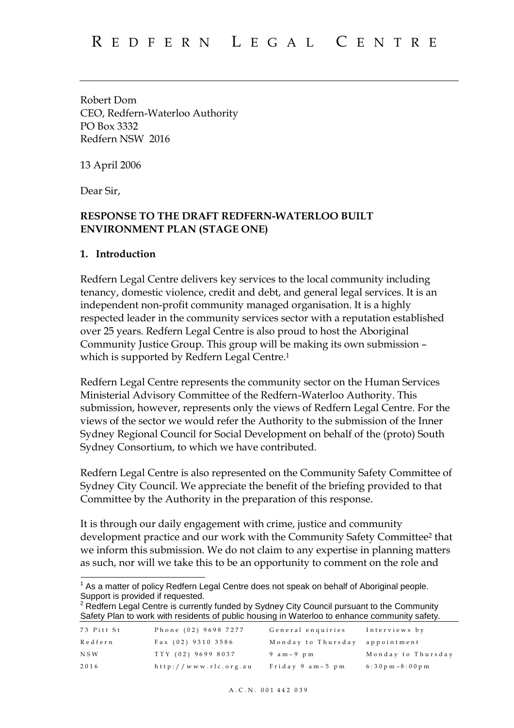# REDFERN LEGAL CENTRE

Robert Dom
CEO, Redfern-Waterloo Authority
PO Box 3332
Redfern NSW 2016

13 April 2006

Dear Sir,

**RESPONSE TO THE DRAFT REDFERN-WATERLOO BUILT ENVIRONMENT PLAN (STAGE ONE)**

## 1. Introduction

Redfern Legal Centre delivers key services to the local community including tenancy, domestic violence, credit and debt, and general legal services. It is an independent non-profit community managed organisation. It is a highly respected leader in the community services sector with a reputation established over 25 years. Redfern Legal Centre is also proud to host the Aboriginal Community Justice Group. This group will be making its own submission – which is supported by Redfern Legal Centre.[1]

Redfern Legal Centre represents the community sector on the Human Services Ministerial Advisory Committee of the Redfern-Waterloo Authority. This submission, however, represents only the views of Redfern Legal Centre. For the views of the sector we would refer the Authority to the submission of the Inner Sydney Regional Council for Social Development on behalf of the (proto) South Sydney Consortium, to which we have contributed.

Redfern Legal Centre is also represented on the Community Safety Committee of Sydney City Council. We appreciate the benefit of the briefing provided to that Committee by the Authority in the preparation of this response.

It is through our daily engagement with crime, justice and community development practice and our work with the Community Safety Committee[2] that we inform this submission. We do not claim to any expertise in planning matters as such, nor will we take this to be an opportunity to comment on the role and

---

[1] As a matter of policy Redfern Legal Centre does not speak on behalf of Aboriginal people. Support is provided if requested.

[2] Redfern Legal Centre is currently funded by Sydney City Council pursuant to the Community Safety Plan to work with residents of public housing in Waterloo to enhance community safety.

| | | | |
|---|---|---|---|
| 73 Pitt St | Phone (02) 9698 7277 | General enquiries | Interviews by |
| Redfern | Fax (02) 9310 3586 | Monday to Thursday | appointment |
| NSW | TTY (02) 9699 8037 | 9 am–9 pm | Monday to Thursday |
| 2016 | http://www.rlc.org.au | Friday 9 am–5 pm | 6:30pm–8:00pm |

A.C.N. 001 442 039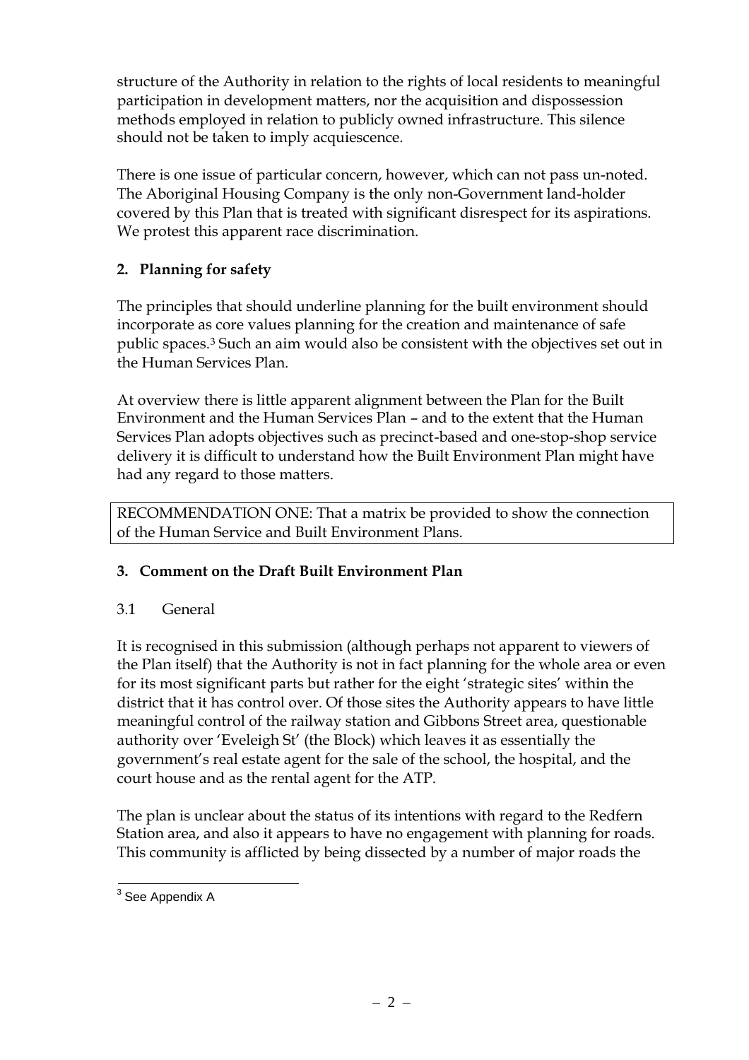structure of the Authority in relation to the rights of local residents to meaningful participation in development matters, nor the acquisition and dispossession methods employed in relation to publicly owned infrastructure. This silence should not be taken to imply acquiescence.

There is one issue of particular concern, however, which can not pass un-noted. The Aboriginal Housing Company is the only non-Government land-holder covered by this Plan that is treated with significant disrespect for its aspirations. We protest this apparent race discrimination.

## 2. Planning for safety

The principles that should underline planning for the built environment should incorporate as core values planning for the creation and maintenance of safe public spaces.[3] Such an aim would also be consistent with the objectives set out in the Human Services Plan.

At overview there is little apparent alignment between the Plan for the Built Environment and the Human Services Plan – and to the extent that the Human Services Plan adopts objectives such as precinct-based and one-stop-shop service delivery it is difficult to understand how the Built Environment Plan might have had any regard to those matters.

RECOMMENDATION ONE: That a matrix be provided to show the connection of the Human Service and Built Environment Plans.

## 3. Comment on the Draft Built Environment Plan

### 3.1 General

It is recognised in this submission (although perhaps not apparent to viewers of the Plan itself) that the Authority is not in fact planning for the whole area or even for its most significant parts but rather for the eight 'strategic sites' within the district that it has control over. Of those sites the Authority appears to have little meaningful control of the railway station and Gibbons Street area, questionable authority over 'Eveleigh St' (the Block) which leaves it as essentially the government's real estate agent for the sale of the school, the hospital, and the court house and as the rental agent for the ATP.

The plan is unclear about the status of its intentions with regard to the Redfern Station area, and also it appears to have no engagement with planning for roads. This community is afflicted by being dissected by a number of major roads the

[3] See Appendix A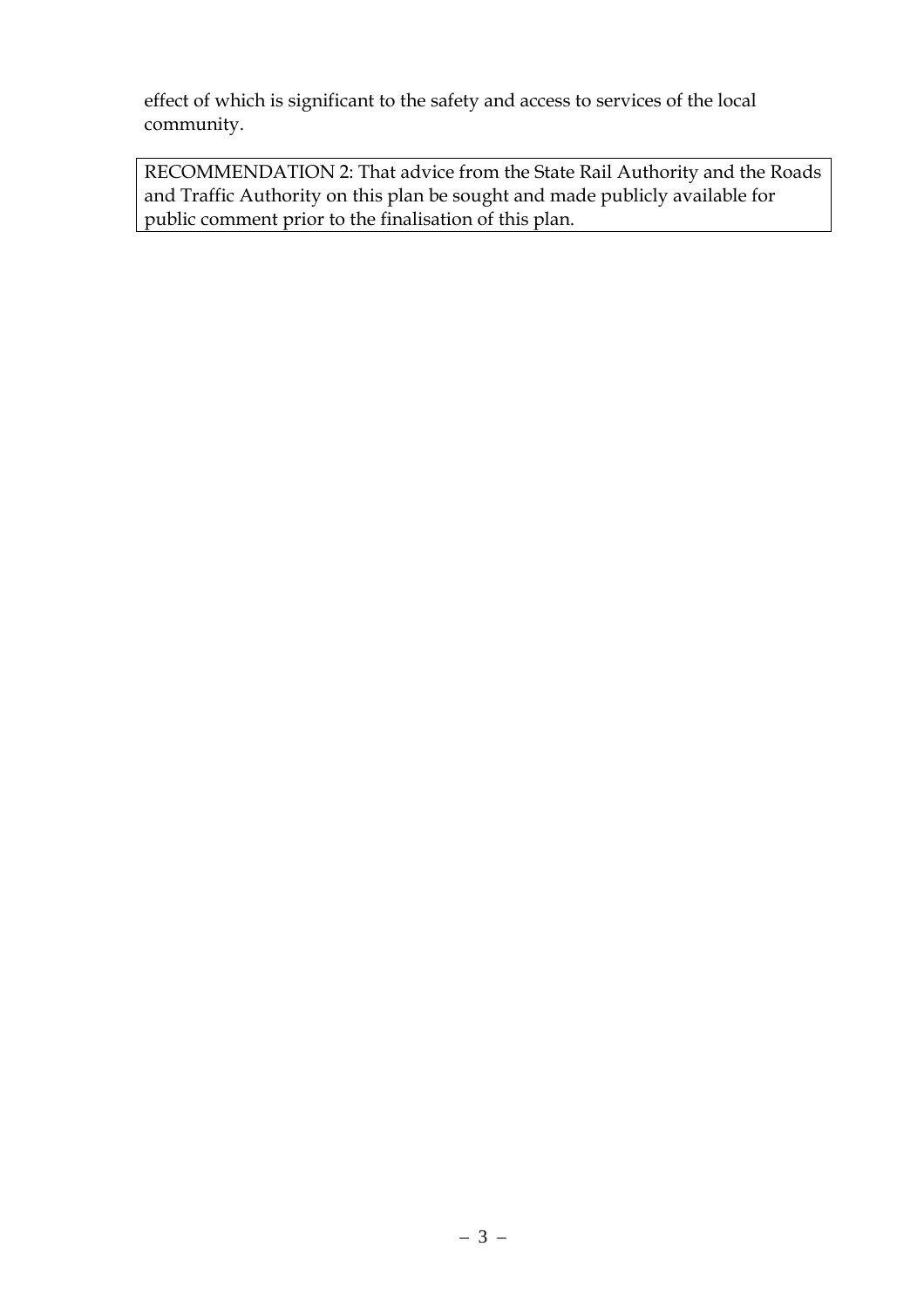effect of which is significant to the safety and access to services of the local community.

RECOMMENDATION 2: That advice from the State Rail Authority and the Roads and Traffic Authority on this plan be sought and made publicly available for public comment prior to the finalisation of this plan.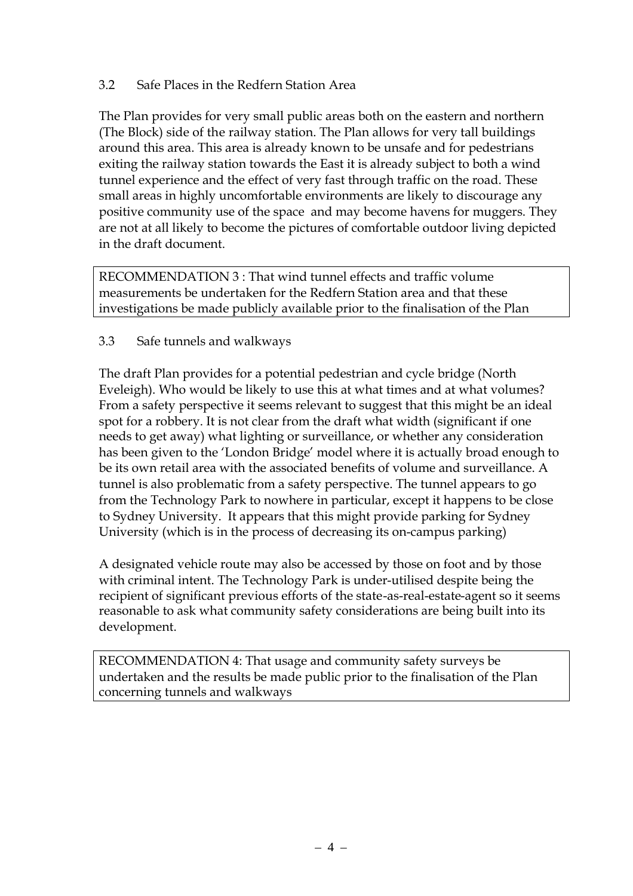### 3.2 Safe Places in the Redfern Station Area

The Plan provides for very small public areas both on the eastern and northern (The Block) side of the railway station. The Plan allows for very tall buildings around this area. This area is already known to be unsafe and for pedestrians exiting the railway station towards the East it is already subject to both a wind tunnel experience and the effect of very fast through traffic on the road. These small areas in highly uncomfortable environments are likely to discourage any positive community use of the space and may become havens for muggers. They are not at all likely to become the pictures of comfortable outdoor living depicted in the draft document.

| RECOMMENDATION 3 : That wind tunnel effects and traffic volume measurements be undertaken for the Redfern Station area and that these investigations be made publicly available prior to the finalisation of the Plan |
|---|

### 3.3 Safe tunnels and walkways

The draft Plan provides for a potential pedestrian and cycle bridge (North Eveleigh). Who would be likely to use this at what times and at what volumes? From a safety perspective it seems relevant to suggest that this might be an ideal spot for a robbery. It is not clear from the draft what width (significant if one needs to get away) what lighting or surveillance, or whether any consideration has been given to the 'London Bridge' model where it is actually broad enough to be its own retail area with the associated benefits of volume and surveillance. A tunnel is also problematic from a safety perspective. The tunnel appears to go from the Technology Park to nowhere in particular, except it happens to be close to Sydney University. It appears that this might provide parking for Sydney University (which is in the process of decreasing its on-campus parking)

A designated vehicle route may also be accessed by those on foot and by those with criminal intent. The Technology Park is under-utilised despite being the recipient of significant previous efforts of the state-as-real-estate-agent so it seems reasonable to ask what community safety considerations are being built into its development.

| RECOMMENDATION 4: That usage and community safety surveys be undertaken and the results be made public prior to the finalisation of the Plan concerning tunnels and walkways |
|---|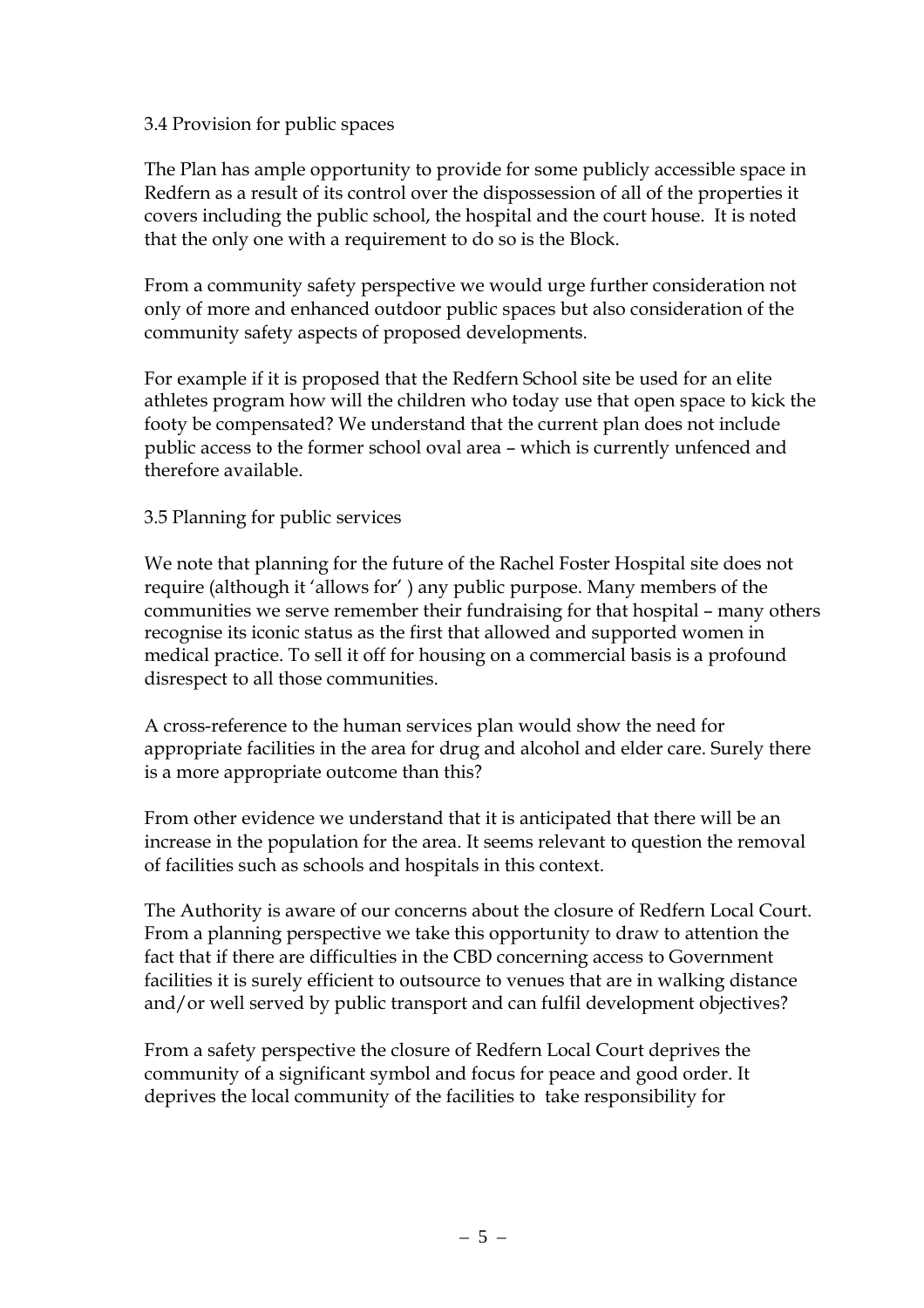### 3.4 Provision for public spaces

The Plan has ample opportunity to provide for some publicly accessible space in Redfern as a result of its control over the dispossession of all of the properties it covers including the public school, the hospital and the court house. It is noted that the only one with a requirement to do so is the Block.

From a community safety perspective we would urge further consideration not only of more and enhanced outdoor public spaces but also consideration of the community safety aspects of proposed developments.

For example if it is proposed that the Redfern School site be used for an elite athletes program how will the children who today use that open space to kick the footy be compensated? We understand that the current plan does not include public access to the former school oval area – which is currently unfenced and therefore available.

### 3.5 Planning for public services

We note that planning for the future of the Rachel Foster Hospital site does not require (although it 'allows for' ) any public purpose. Many members of the communities we serve remember their fundraising for that hospital – many others recognise its iconic status as the first that allowed and supported women in medical practice. To sell it off for housing on a commercial basis is a profound disrespect to all those communities.

A cross-reference to the human services plan would show the need for appropriate facilities in the area for drug and alcohol and elder care. Surely there is a more appropriate outcome than this?

From other evidence we understand that it is anticipated that there will be an increase in the population for the area. It seems relevant to question the removal of facilities such as schools and hospitals in this context.

The Authority is aware of our concerns about the closure of Redfern Local Court. From a planning perspective we take this opportunity to draw to attention the fact that if there are difficulties in the CBD concerning access to Government facilities it is surely efficient to outsource to venues that are in walking distance and/or well served by public transport and can fulfil development objectives?

From a safety perspective the closure of Redfern Local Court deprives the community of a significant symbol and focus for peace and good order. It deprives the local community of the facilities to take responsibility for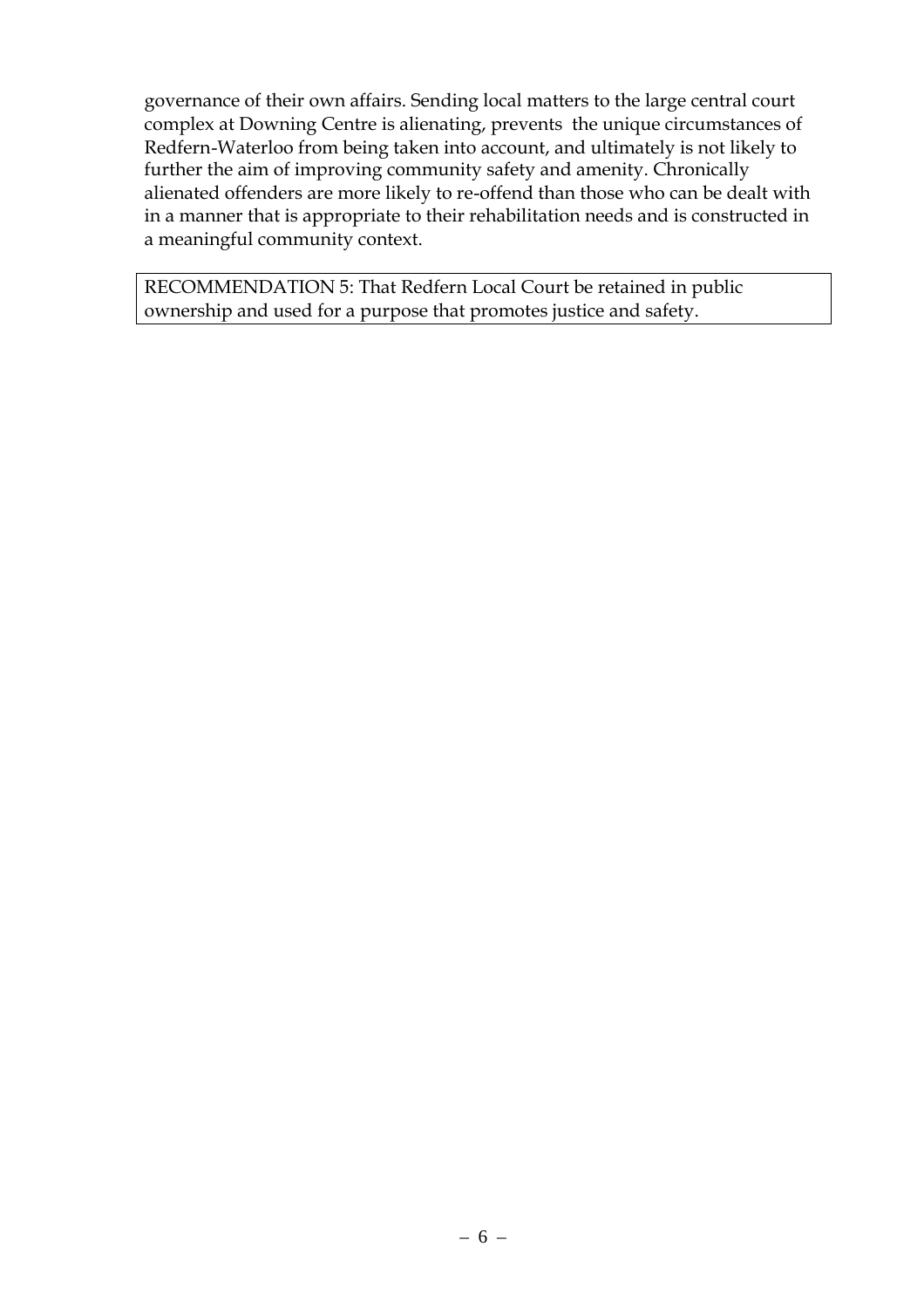governance of their own affairs. Sending local matters to the large central court complex at Downing Centre is alienating, prevents the unique circumstances of Redfern-Waterloo from being taken into account, and ultimately is not likely to further the aim of improving community safety and amenity. Chronically alienated offenders are more likely to re-offend than those who can be dealt with in a manner that is appropriate to their rehabilitation needs and is constructed in a meaningful community context.

> RECOMMENDATION 5: That Redfern Local Court be retained in public ownership and used for a purpose that promotes justice and safety.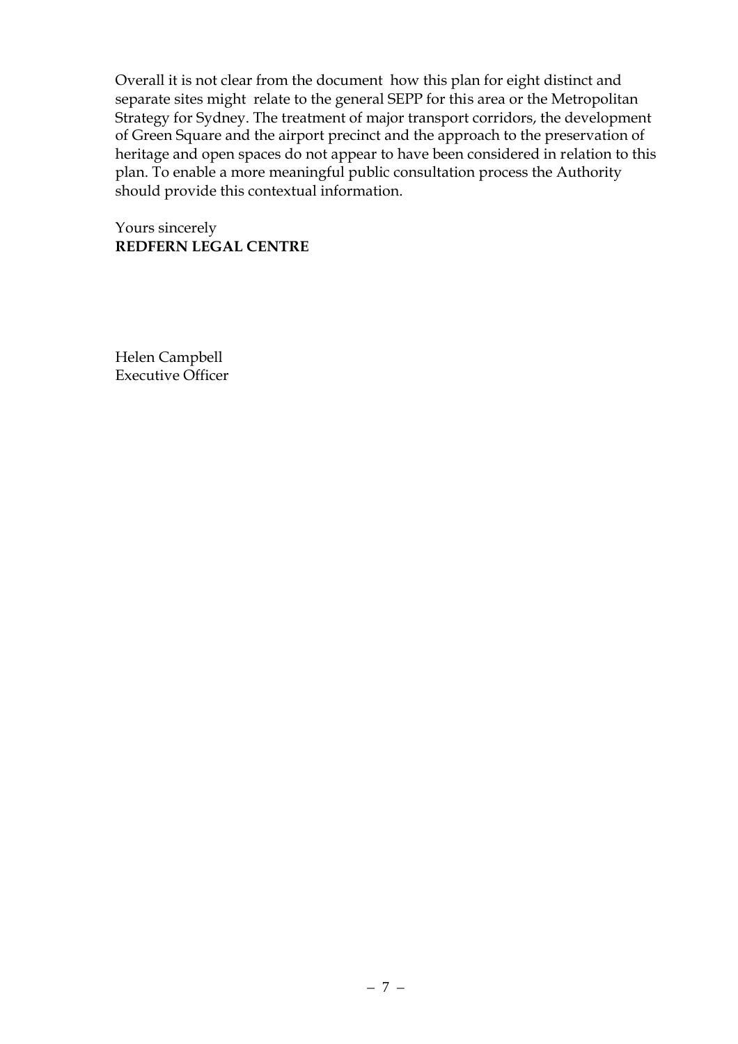Overall it is not clear from the document how this plan for eight distinct and separate sites might relate to the general SEPP for this area or the Metropolitan Strategy for Sydney. The treatment of major transport corridors, the development of Green Square and the airport precinct and the approach to the preservation of heritage and open spaces do not appear to have been considered in relation to this plan. To enable a more meaningful public consultation process the Authority should provide this contextual information.

Yours sincerely
**REDFERN LEGAL CENTRE**

Helen Campbell
Executive Officer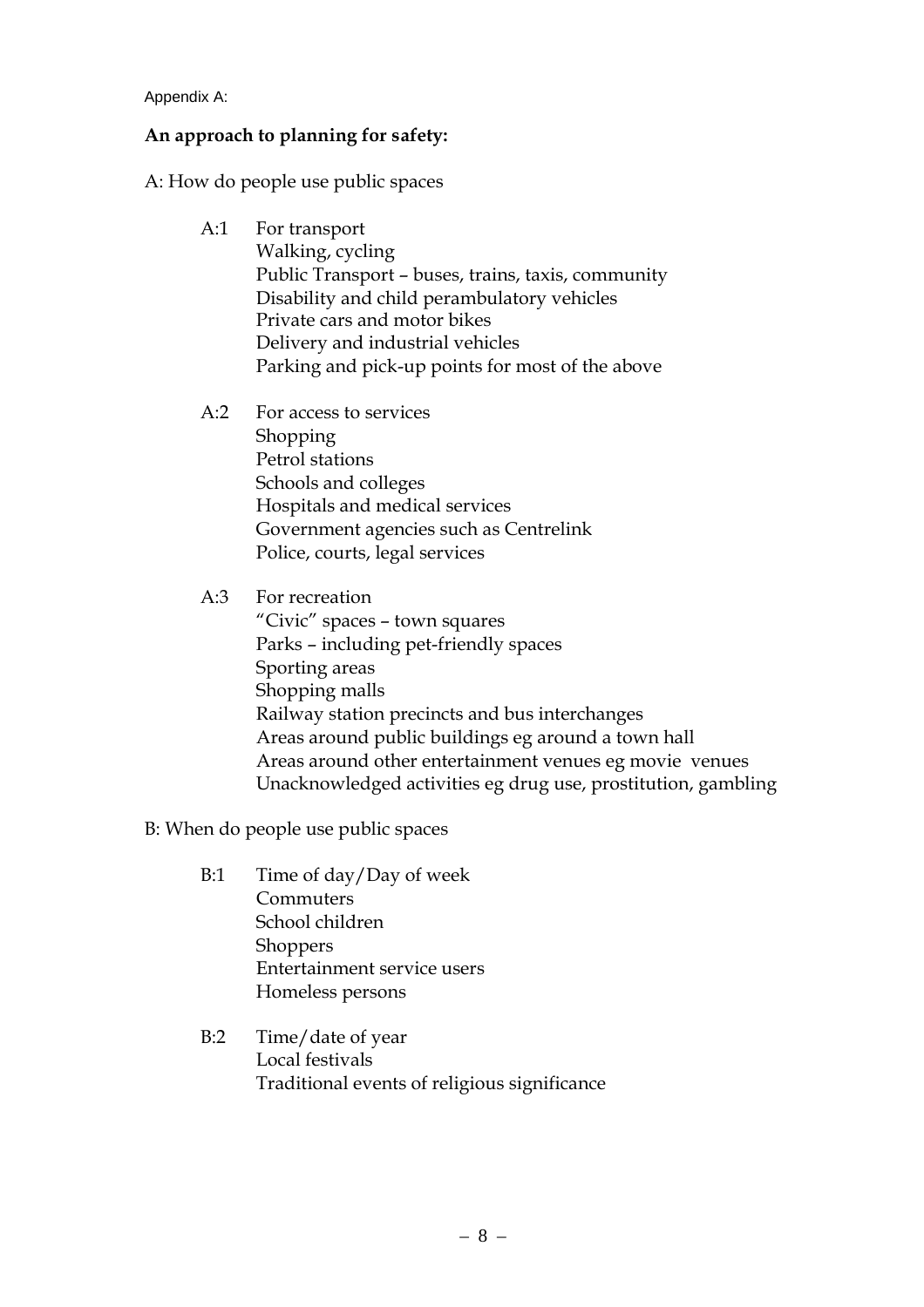Appendix A:

**An approach to planning for safety:**

A: How do people use public spaces

A:1 For transport
- Walking, cycling
- Public Transport – buses, trains, taxis, community
- Disability and child perambulatory vehicles
- Private cars and motor bikes
- Delivery and industrial vehicles
- Parking and pick-up points for most of the above

A:2 For access to services
- Shopping
- Petrol stations
- Schools and colleges
- Hospitals and medical services
- Government agencies such as Centrelink
- Police, courts, legal services

A:3 For recreation
- "Civic" spaces – town squares
- Parks – including pet-friendly spaces
- Sporting areas
- Shopping malls
- Railway station precincts and bus interchanges
- Areas around public buildings eg around a town hall
- Areas around other entertainment venues eg movie venues
- Unacknowledged activities eg drug use, prostitution, gambling

B: When do people use public spaces

B:1 Time of day/Day of week
- Commuters
- School children
- Shoppers
- Entertainment service users
- Homeless persons

B:2 Time/date of year
- Local festivals
- Traditional events of religious significance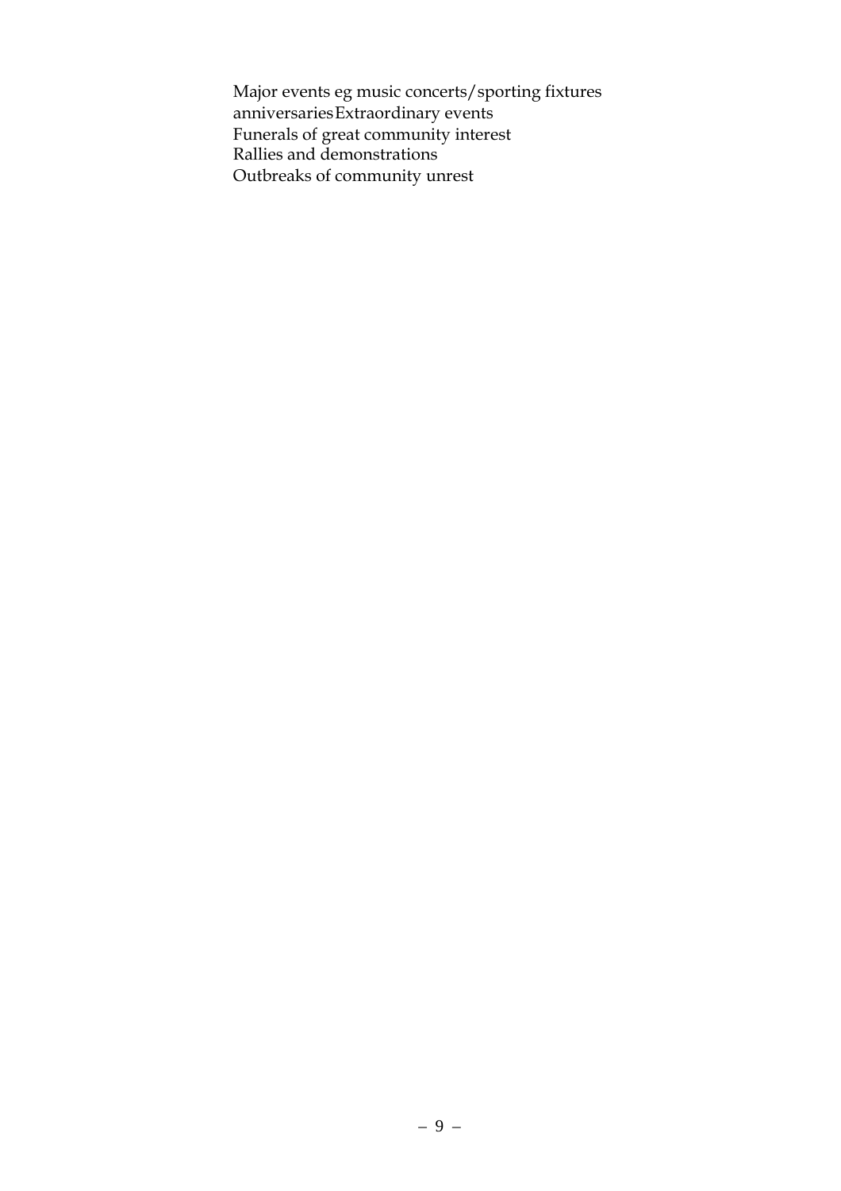Major events eg music concerts/sporting fixtures
anniversariesExtraordinary events
Funerals of great community interest
Rallies and demonstrations
Outbreaks of community unrest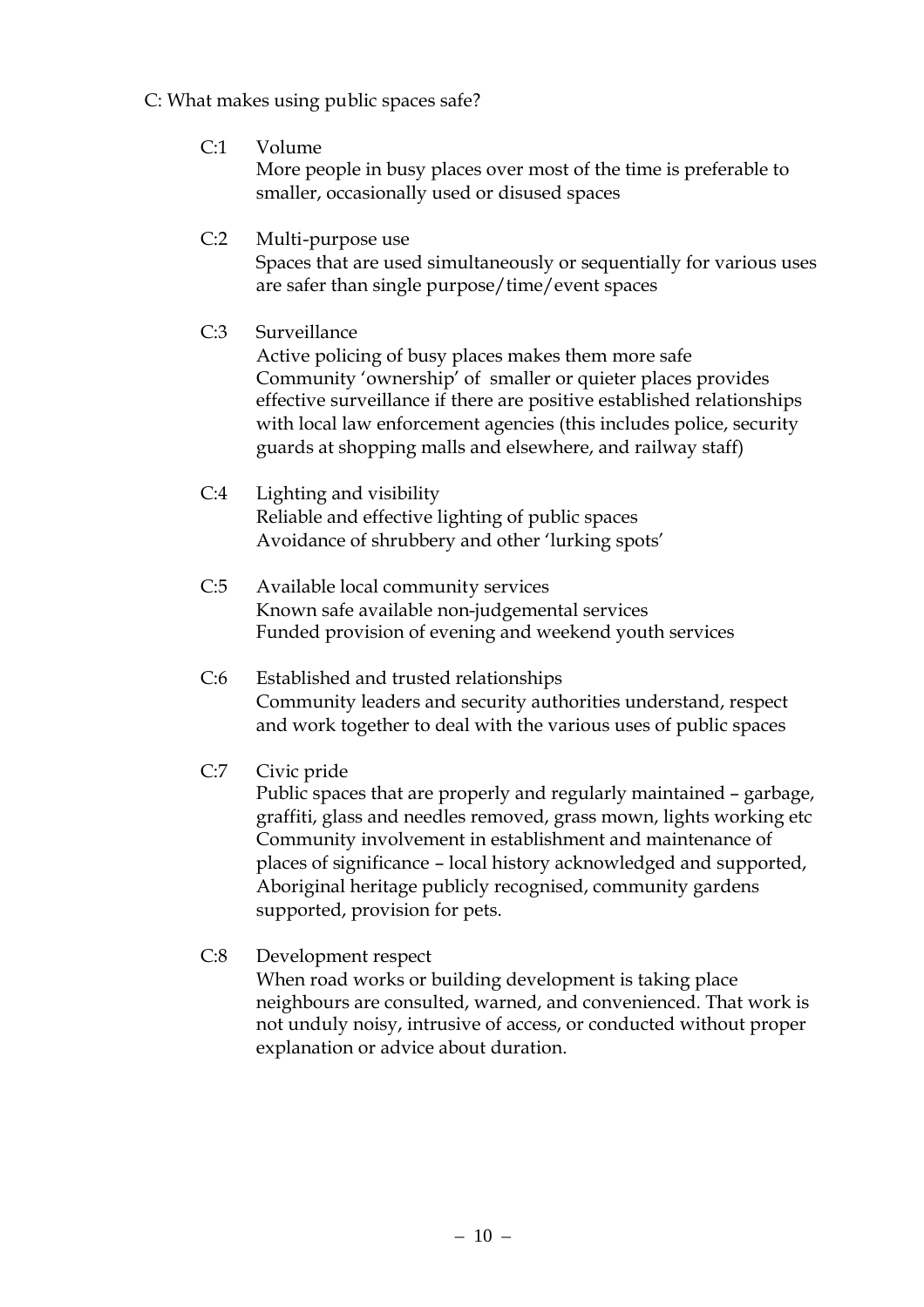C: What makes using public spaces safe?

C:1 Volume
More people in busy places over most of the time is preferable to smaller, occasionally used or disused spaces

C:2 Multi-purpose use
Spaces that are used simultaneously or sequentially for various uses are safer than single purpose/time/event spaces

C:3 Surveillance
Active policing of busy places makes them more safe
Community 'ownership' of smaller or quieter places provides effective surveillance if there are positive established relationships with local law enforcement agencies (this includes police, security guards at shopping malls and elsewhere, and railway staff)

C:4 Lighting and visibility
Reliable and effective lighting of public spaces
Avoidance of shrubbery and other 'lurking spots'

C:5 Available local community services
Known safe available non-judgemental services
Funded provision of evening and weekend youth services

C:6 Established and trusted relationships
Community leaders and security authorities understand, respect and work together to deal with the various uses of public spaces

C:7 Civic pride
Public spaces that are properly and regularly maintained – garbage, graffiti, glass and needles removed, grass mown, lights working etc
Community involvement in establishment and maintenance of places of significance – local history acknowledged and supported, Aboriginal heritage publicly recognised, community gardens supported, provision for pets.

C:8 Development respect
When road works or building development is taking place neighbours are consulted, warned, and convenienced. That work is not unduly noisy, intrusive of access, or conducted without proper explanation or advice about duration.